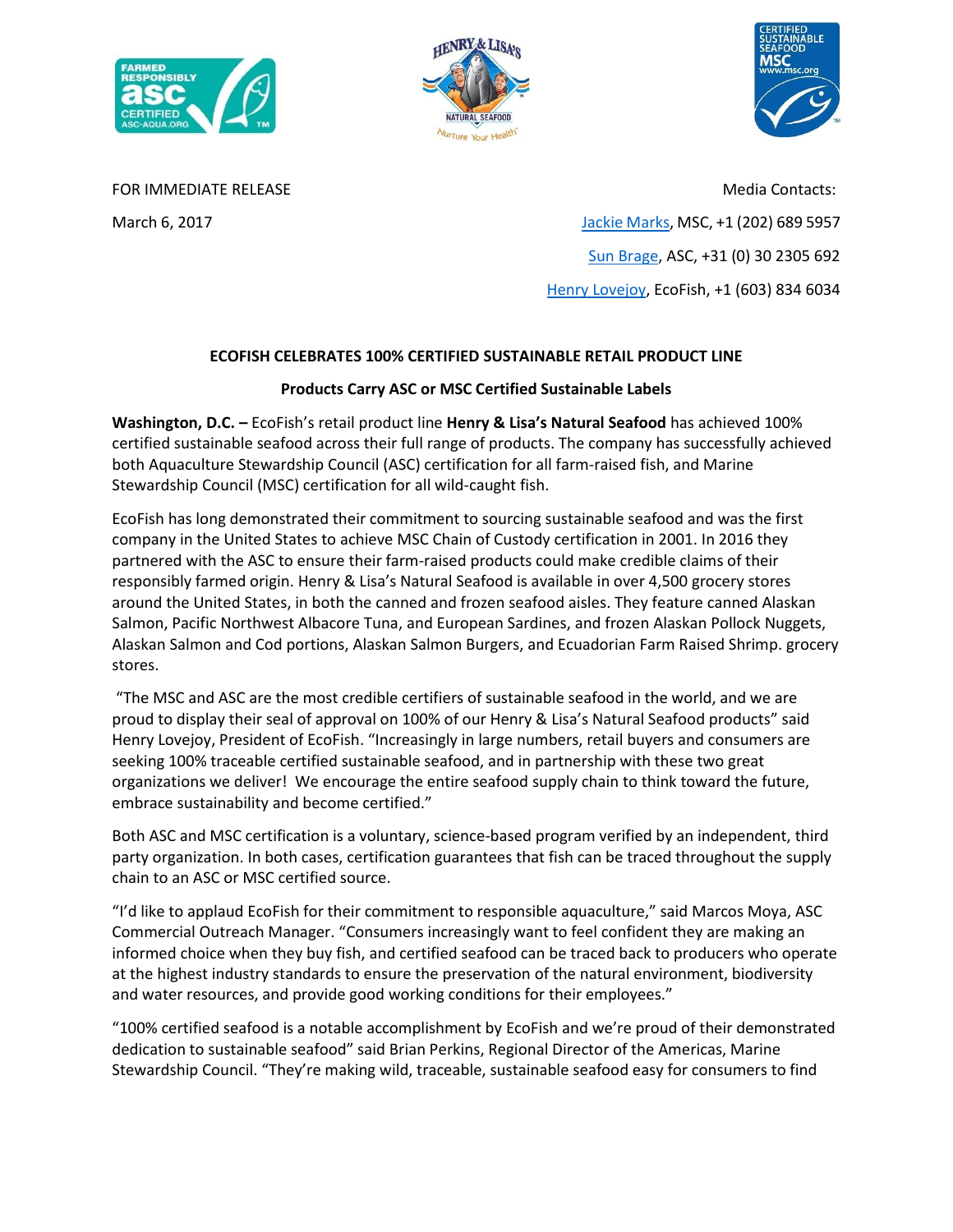FOR IMMEDIATE RELEASE

March 6, 2017

Media Contacts:

Jackie Marks, MSC, +1 (202) 689 5957

Sun Brage, ASC, +31 (0) 30 2305 692

Henry Lovejoy, EcoFish, +1 (603) 834 6034

**ECOFISH CELEBRATES 100% CERTIFIED SUSTAINABLE RETAIL PRODUCT LINE**

**Products Carry ASC or MSC Certified Sustainable Labels**

**Washington, D.C. –** EcoFish's retail product line **Henry & Lisa's Natural Seafood** has achieved 100% certified sustainable seafood across their full range of products. The company has successfully achieved both Aquaculture Stewardship Council (ASC) certification for all farm-raised fish, and Marine Stewardship Council (MSC) certification for all wild-caught fish.

EcoFish has long demonstrated their commitment to sourcing sustainable seafood and was the first company in the United States to achieve MSC Chain of Custody certification in 2001. In 2016 they partnered with the ASC to ensure their farm-raised products could make credible claims of their responsibly farmed origin. Henry & Lisa's Natural Seafood is available in over 4,500 grocery stores around the United States, in both the canned and frozen seafood aisles. They feature canned Alaskan Salmon, Pacific Northwest Albacore Tuna, and European Sardines, and frozen Alaskan Pollock Nuggets, Alaskan Salmon and Cod portions, Alaskan Salmon Burgers, and Ecuadorian Farm Raised Shrimp. grocery stores.

"The MSC and ASC are the most credible certifiers of sustainable seafood in the world, and we are proud to display their seal of approval on 100% of our Henry & Lisa's Natural Seafood products" said Henry Lovejoy, President of EcoFish. "Increasingly in large numbers, retail buyers and consumers are seeking 100% traceable certified sustainable seafood, and in partnership with these two great organizations we deliver! We encourage the entire seafood supply chain to think toward the future, embrace sustainability and become certified."

Both ASC and MSC certification is a voluntary, science-based program verified by an independent, third party organization. In both cases, certification guarantees that fish can be traced throughout the supply chain to an ASC or MSC certified source.

"I'd like to applaud EcoFish for their commitment to responsible aquaculture," said Marcos Moya, ASC Commercial Outreach Manager. "Consumers increasingly want to feel confident they are making an informed choice when they buy fish, and certified seafood can be traced back to producers who operate at the highest industry standards to ensure the preservation of the natural environment, biodiversity and water resources, and provide good working conditions for their employees."

"100% certified seafood is a notable accomplishment by EcoFish and we're proud of their demonstrated dedication to sustainable seafood" said Brian Perkins, Regional Director of the Americas, Marine Stewardship Council. "They're making wild, traceable, sustainable seafood easy for consumers to find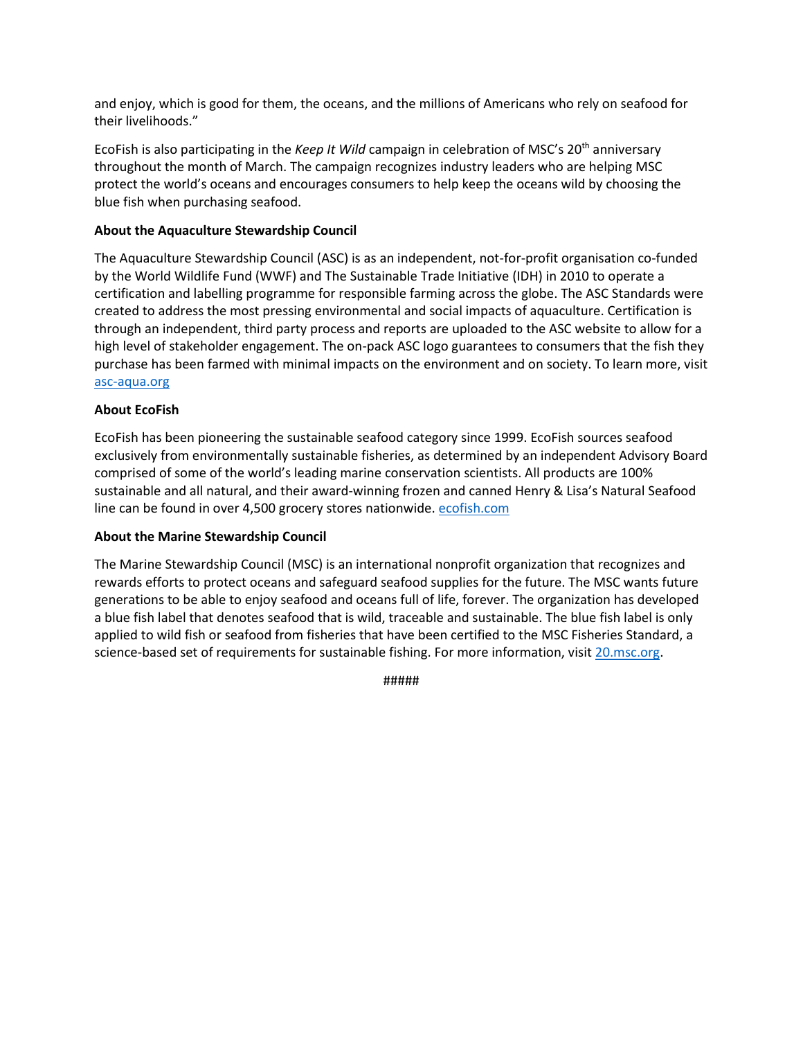and enjoy, which is good for them, the oceans, and the millions of Americans who rely on seafood for their livelihoods."

EcoFish is also participating in the *Keep It Wild* campaign in celebration of MSC's 20th anniversary throughout the month of March. The campaign recognizes industry leaders who are helping MSC protect the world's oceans and encourages consumers to help keep the oceans wild by choosing the blue fish when purchasing seafood.

**About the Aquaculture Stewardship Council**

The Aquaculture Stewardship Council (ASC) is as an independent, not-for-profit organisation co-funded by the World Wildlife Fund (WWF) and The Sustainable Trade Initiative (IDH) in 2010 to operate a certification and labelling programme for responsible farming across the globe. The ASC Standards were created to address the most pressing environmental and social impacts of aquaculture. Certification is through an independent, third party process and reports are uploaded to the ASC website to allow for a high level of stakeholder engagement. The on-pack ASC logo guarantees to consumers that the fish they purchase has been farmed with minimal impacts on the environment and on society. To learn more, visit asc-aqua.org

**About EcoFish**

EcoFish has been pioneering the sustainable seafood category since 1999. EcoFish sources seafood exclusively from environmentally sustainable fisheries, as determined by an independent Advisory Board comprised of some of the world's leading marine conservation scientists. All products are 100% sustainable and all natural, and their award-winning frozen and canned Henry & Lisa's Natural Seafood line can be found in over 4,500 grocery stores nationwide. ecofish.com

**About the Marine Stewardship Council**

The Marine Stewardship Council (MSC) is an international nonprofit organization that recognizes and rewards efforts to protect oceans and safeguard seafood supplies for the future. The MSC wants future generations to be able to enjoy seafood and oceans full of life, forever. The organization has developed a blue fish label that denotes seafood that is wild, traceable and sustainable. The blue fish label is only applied to wild fish or seafood from fisheries that have been certified to the MSC Fisheries Standard, a science-based set of requirements for sustainable fishing. For more information, visit 20.msc.org.

#####